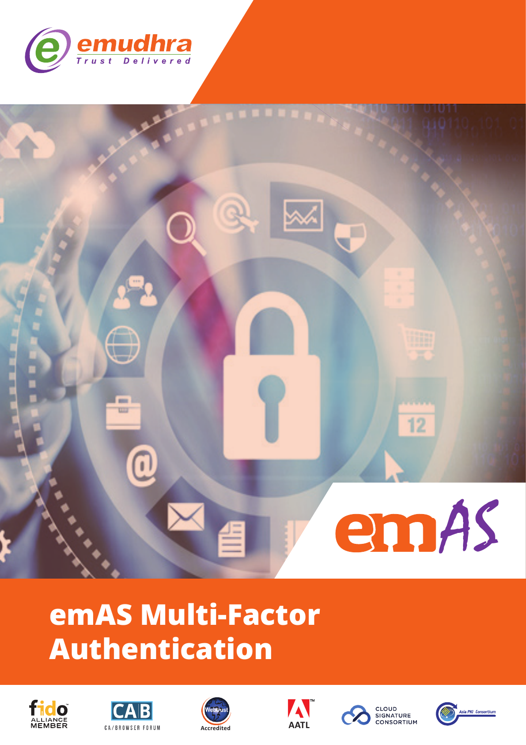emudhra

Trust Delivered

emAS

# emAS Multi-Factor Authentication

fido ALLIANCE MEMBER

CAB CA/BROWSER FORUM

WebTrust Accredited

AATL

CLOUD SIGNATURE CONSORTIUM

Asia PKI Consortium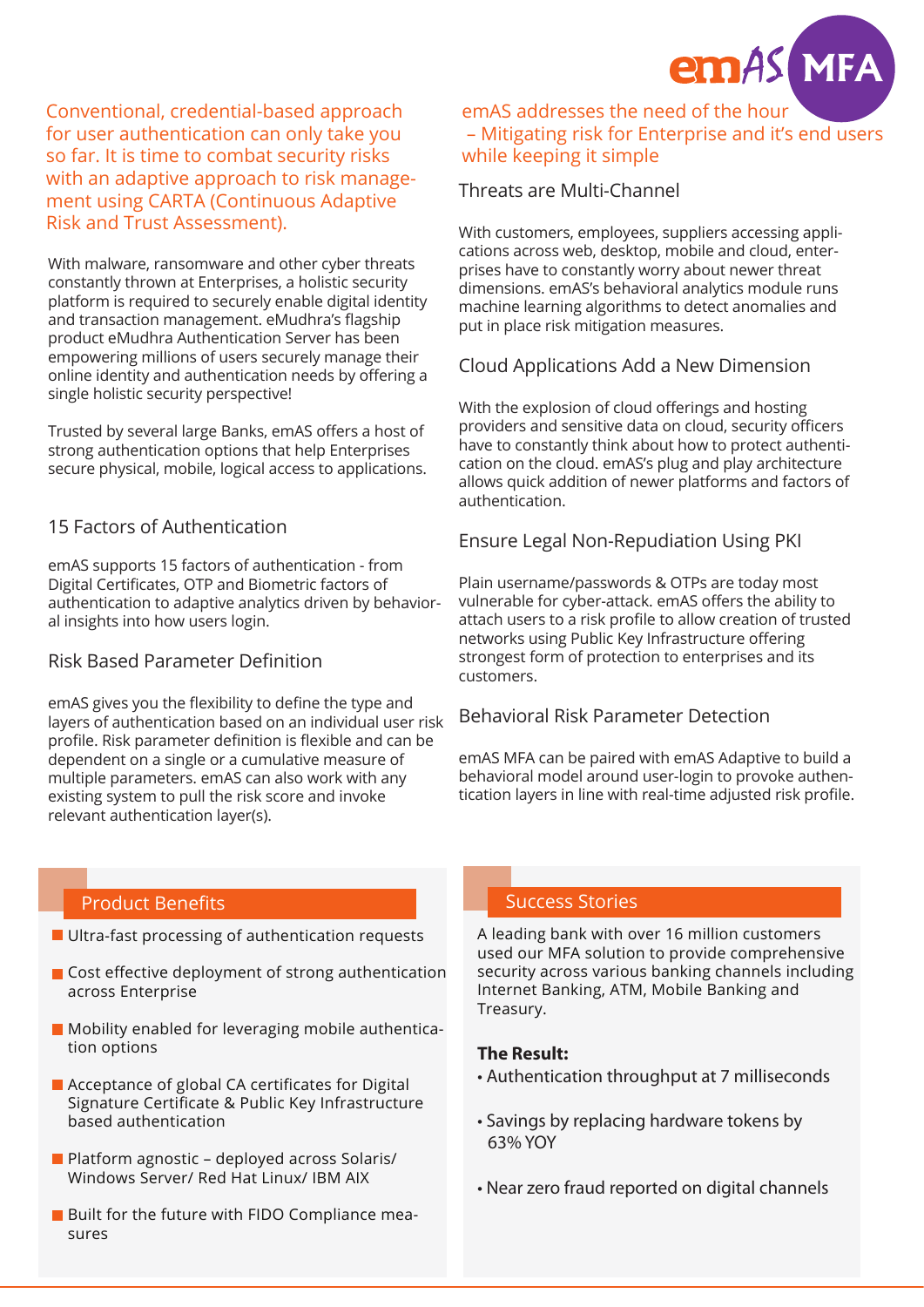Conventional, credential-based approach for user authentication can only take you so far. It is time to combat security risks with an adaptive approach to risk management using CARTA (Continuous Adaptive Risk and Trust Assessment).

With malware, ransomware and other cyber threats constantly thrown at Enterprises, a holistic security platform is required to securely enable digital identity and transaction management. eMudhra's flagship product eMudhra Authentication Server has been empowering millions of users securely manage their online identity and authentication needs by offering a single holistic security perspective!

Trusted by several large Banks, emAS offers a host of strong authentication options that help Enterprises secure physical, mobile, logical access to applications.

## 15 Factors of Authentication

emAS supports 15 factors of authentication - from Digital Certificates, OTP and Biometric factors of authentication to adaptive analytics driven by behavioral insights into how users login.

## Risk Based Parameter Definition

emAS gives you the flexibility to define the type and layers of authentication based on an individual user risk profile. Risk parameter definition is flexible and can be dependent on a single or a cumulative measure of multiple parameters. emAS can also work with any existing system to pull the risk score and invoke relevant authentication layer(s).

emAS addresses the need of the hour – Mitigating risk for Enterprise and it's end users while keeping it simple

## Threats are Multi-Channel

With customers, employees, suppliers accessing applications across web, desktop, mobile and cloud, enterprises have to constantly worry about newer threat dimensions. emAS's behavioral analytics module runs machine learning algorithms to detect anomalies and put in place risk mitigation measures.

## Cloud Applications Add a New Dimension

With the explosion of cloud offerings and hosting providers and sensitive data on cloud, security officers have to constantly think about how to protect authentication on the cloud. emAS's plug and play architecture allows quick addition of newer platforms and factors of authentication.

## Ensure Legal Non-Repudiation Using PKI

Plain username/passwords & OTPs are today most vulnerable for cyber-attack. emAS offers the ability to attach users to a risk profile to allow creation of trusted networks using Public Key Infrastructure offering strongest form of protection to enterprises and its customers.

## Behavioral Risk Parameter Detection

emAS MFA can be paired with emAS Adaptive to build a behavioral model around user-login to provoke authentication layers in line with real-time adjusted risk profile.

## Product Benefits

- Ultra-fast processing of authentication requests
- Cost effective deployment of strong authentication across Enterprise
- Mobility enabled for leveraging mobile authentication options
- Acceptance of global CA certificates for Digital Signature Certificate & Public Key Infrastructure based authentication
- Platform agnostic – deployed across Solaris/ Windows Server/ Red Hat Linux/ IBM AIX
- Built for the future with FIDO Compliance measures

## Success Stories

A leading bank with over 16 million customers used our MFA solution to provide comprehensive security across various banking channels including Internet Banking, ATM, Mobile Banking and Treasury.

**The Result:**

- Authentication throughput at 7 milliseconds
- Savings by replacing hardware tokens by 63% YOY
- Near zero fraud reported on digital channels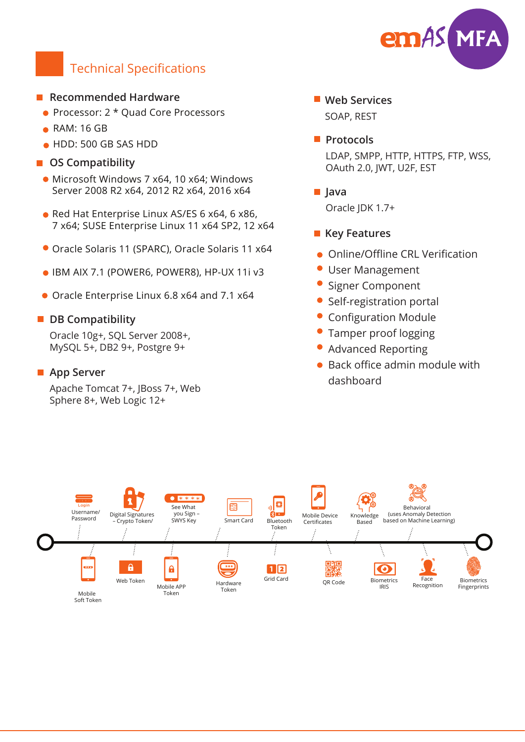# Technical Specifications

## Recommended Hardware

- Processor: 2 * Quad Core Processors
- RAM: 16 GB
- HDD: 500 GB SAS HDD

## OS Compatibility

- Microsoft Windows 7 x64, 10 x64; Windows Server 2008 R2 x64, 2012 R2 x64, 2016 x64
- Red Hat Enterprise Linux AS/ES 6 x64, 6 x86, 7 x64; SUSE Enterprise Linux 11 x64 SP2, 12 x64
- Oracle Solaris 11 (SPARC), Oracle Solaris 11 x64
- IBM AIX 7.1 (POWER6, POWER8), HP-UX 11i v3
- Oracle Enterprise Linux 6.8 x64 and 7.1 x64

## DB Compatibility

Oracle 10g+, SQL Server 2008+, MySQL 5+, DB2 9+, Postgre 9+

## App Server

Apache Tomcat 7+, JBoss 7+, Web Sphere 8+, Web Logic 12+

## Web Services

SOAP, REST

## Protocols

LDAP, SMPP, HTTP, HTTPS, FTP, WSS, OAuth 2.0, JWT, U2F, EST

## Java

Oracle JDK 1.7+

## Key Features

- Online/Offline CRL Verification
- User Management
- Signer Component
- Self-registration portal
- Configuration Module
- Tamper proof logging
- Advanced Reporting
- Back office admin module with dashboard

Username/ Password · Mobile Soft Token · Digital Signatures – Crypto Token/ · Web Token · See What you Sign – SWYS Key · Mobile APP Token · Smart Card · Hardware Token · Bluetooth Token · Grid Card · Mobile Device Certificates · QR Code · Knowledge Based · Biometrics IRIS · Behavioral (uses Anomaly Detection based on Machine Learning) · Face Recognition · Biometrics Fingerprints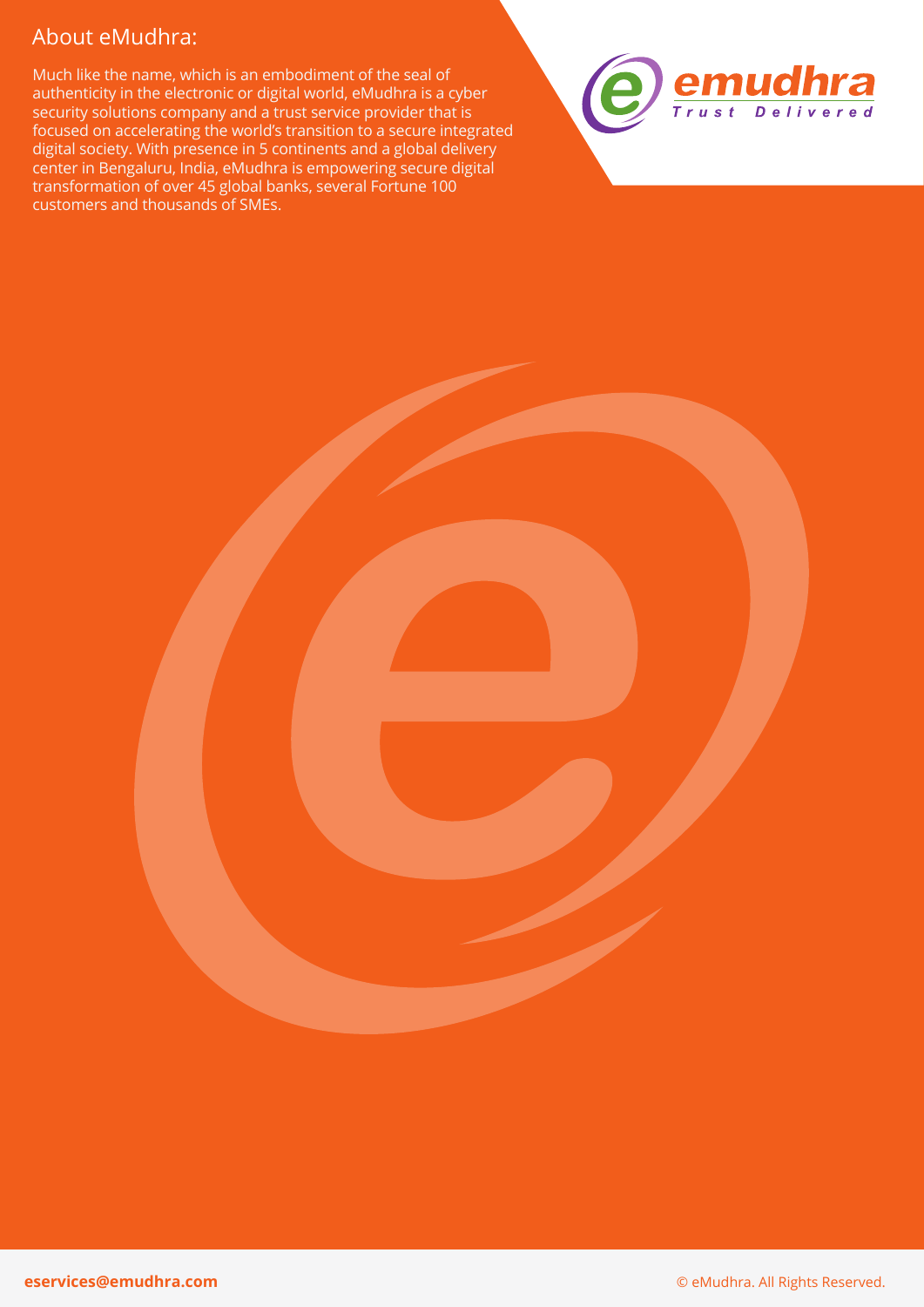## About eMudhra:

Much like the name, which is an embodiment of the seal of authenticity in the electronic or digital world, eMudhra is a cyber security solutions company and a trust service provider that is focused on accelerating the world's transition to a secure integrated digital society. With presence in 5 continents and a global delivery center in Bengaluru, India, eMudhra is empowering secure digital transformation of over 45 global banks, several Fortune 100 customers and thousands of SMEs.

emudhra
Trust Delivered

**eservices@emudhra.com**

© eMudhra. All Rights Reserved.